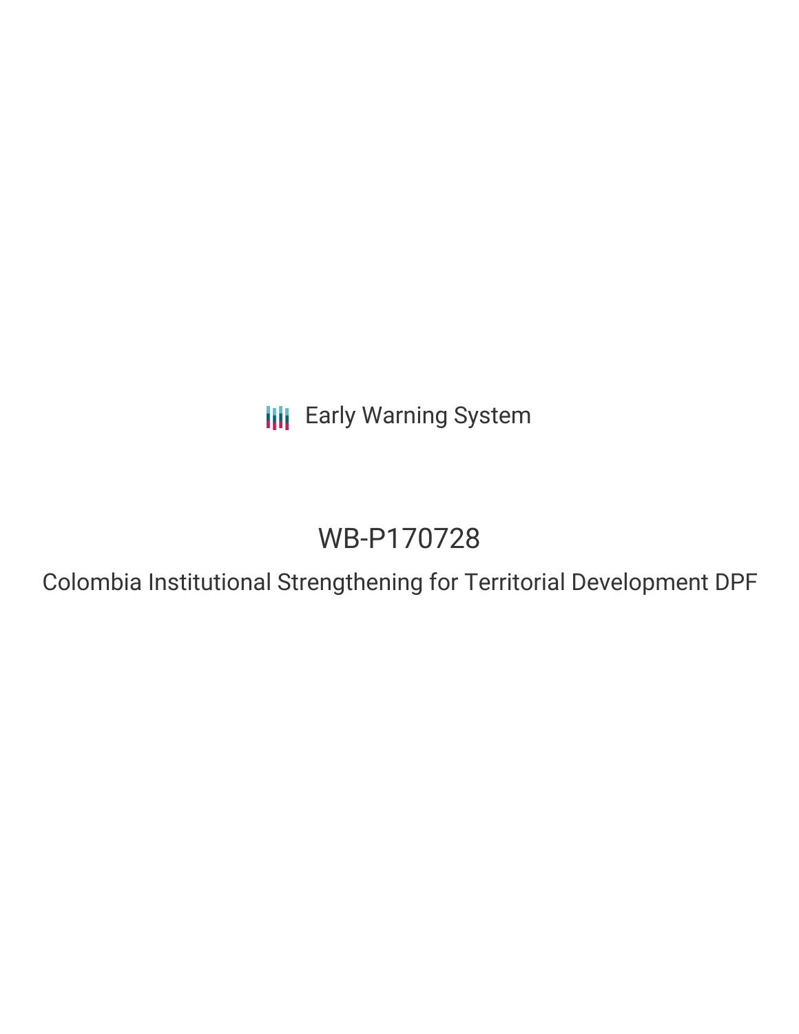Early Warning System

# WB-P170728

## Colombia Institutional Strengthening for Territorial Development DPF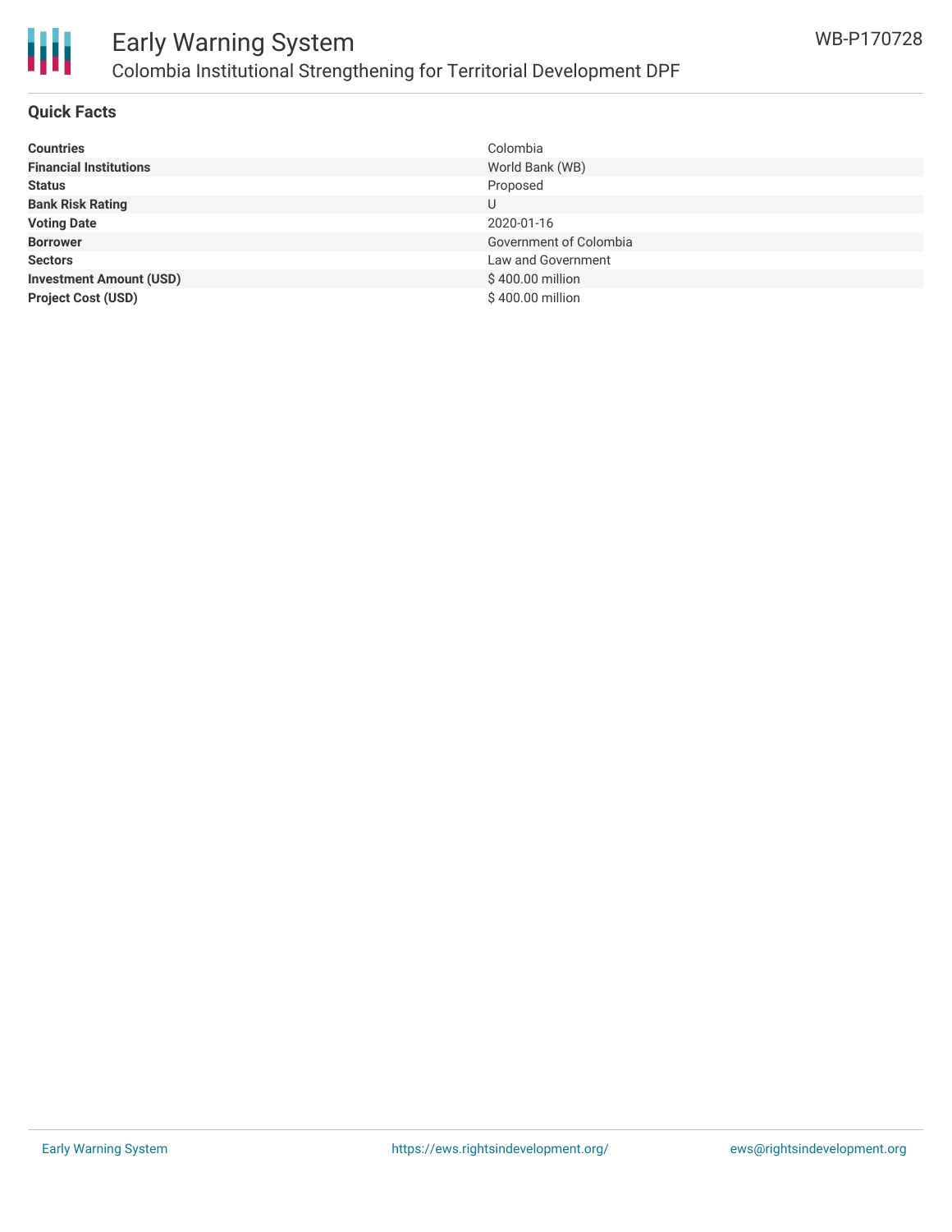## Quick Facts

| | |
|---|---|
| **Countries** | Colombia |
| **Financial Institutions** | World Bank (WB) |
| **Status** | Proposed |
| **Bank Risk Rating** | U |
| **Voting Date** | 2020-01-16 |
| **Borrower** | Government of Colombia |
| **Sectors** | Law and Government |
| **Investment Amount (USD)** | $ 400.00 million |
| **Project Cost (USD)** | $ 400.00 million |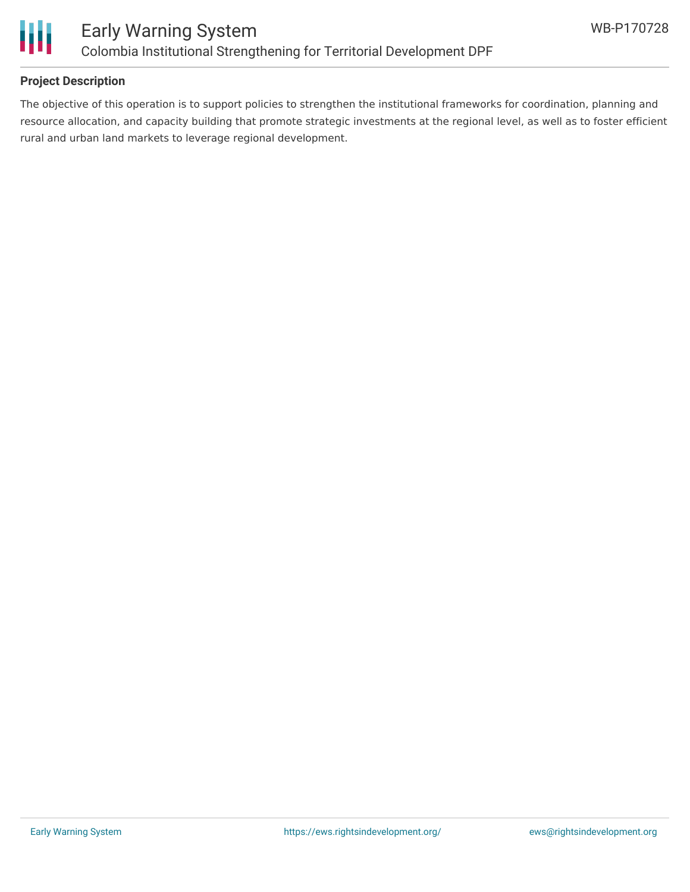## Project Description

The objective of this operation is to support policies to strengthen the institutional frameworks for coordination, planning and resource allocation, and capacity building that promote strategic investments at the regional level, as well as to foster efficient rural and urban land markets to leverage regional development.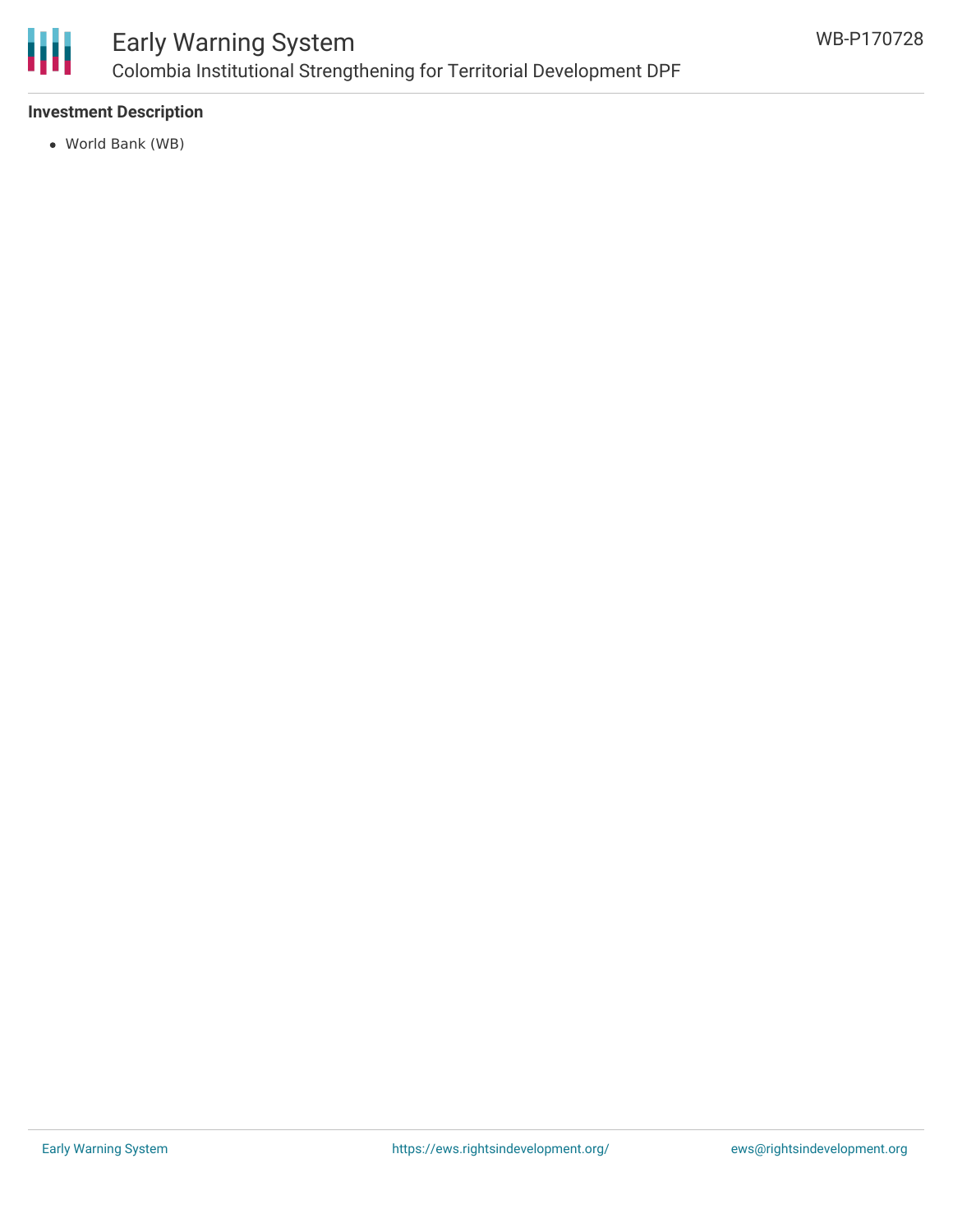### Investment Description

- World Bank (WB)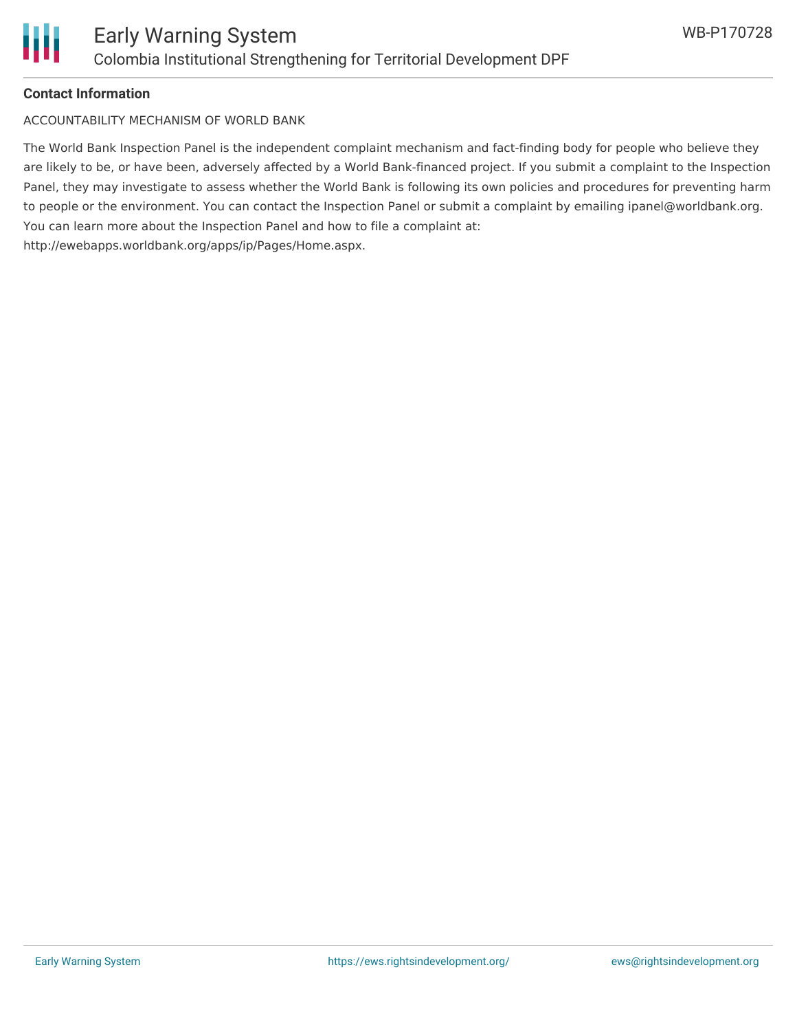**Contact Information**

ACCOUNTABILITY MECHANISM OF WORLD BANK

The World Bank Inspection Panel is the independent complaint mechanism and fact-finding body for people who believe they are likely to be, or have been, adversely affected by a World Bank-financed project. If you submit a complaint to the Inspection Panel, they may investigate to assess whether the World Bank is following its own policies and procedures for preventing harm to people or the environment. You can contact the Inspection Panel or submit a complaint by emailing ipanel@worldbank.org. You can learn more about the Inspection Panel and how to file a complaint at: http://ewebapps.worldbank.org/apps/ip/Pages/Home.aspx.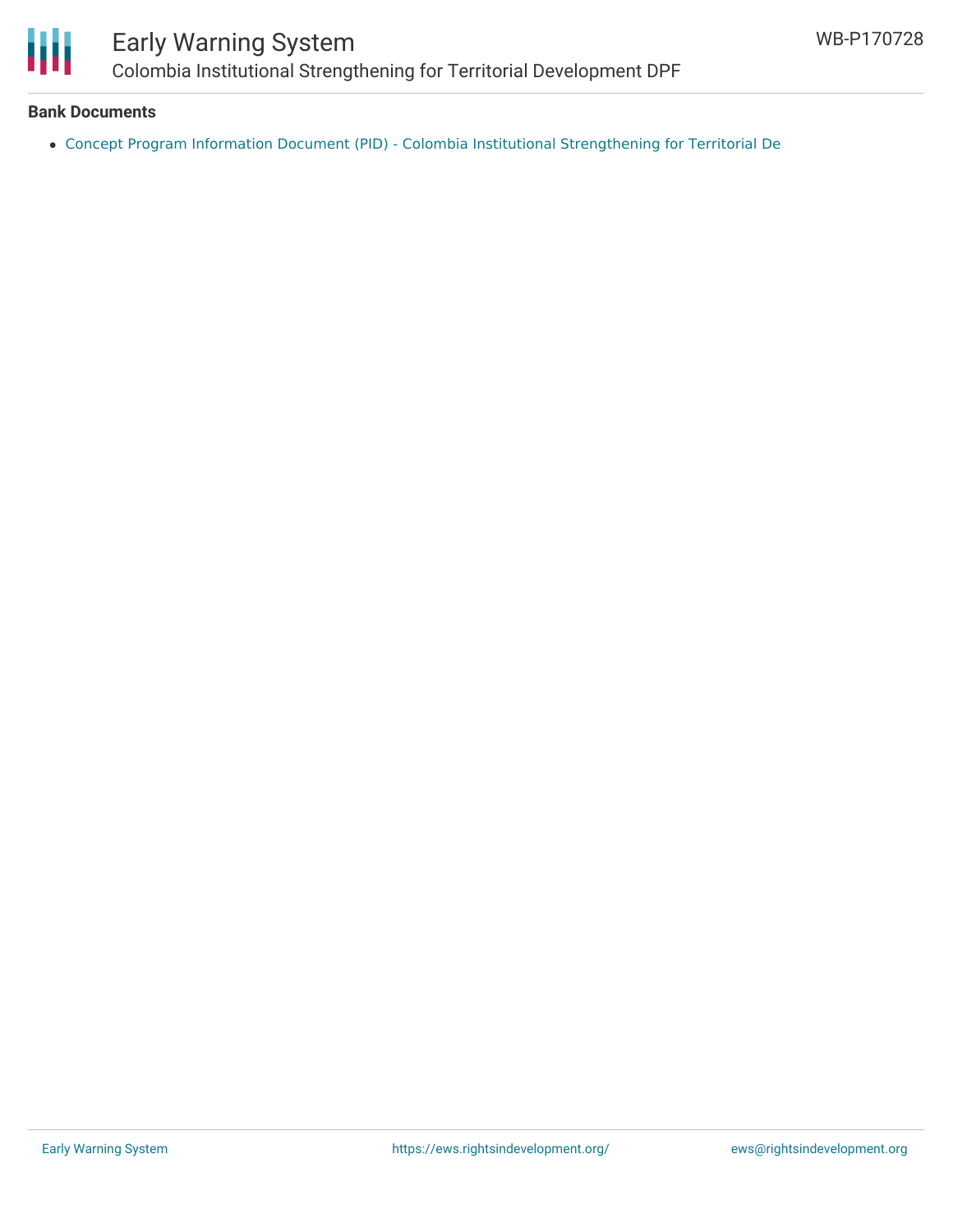**Bank Documents**

- Concept Program Information Document (PID) - Colombia Institutional Strengthening for Territorial De